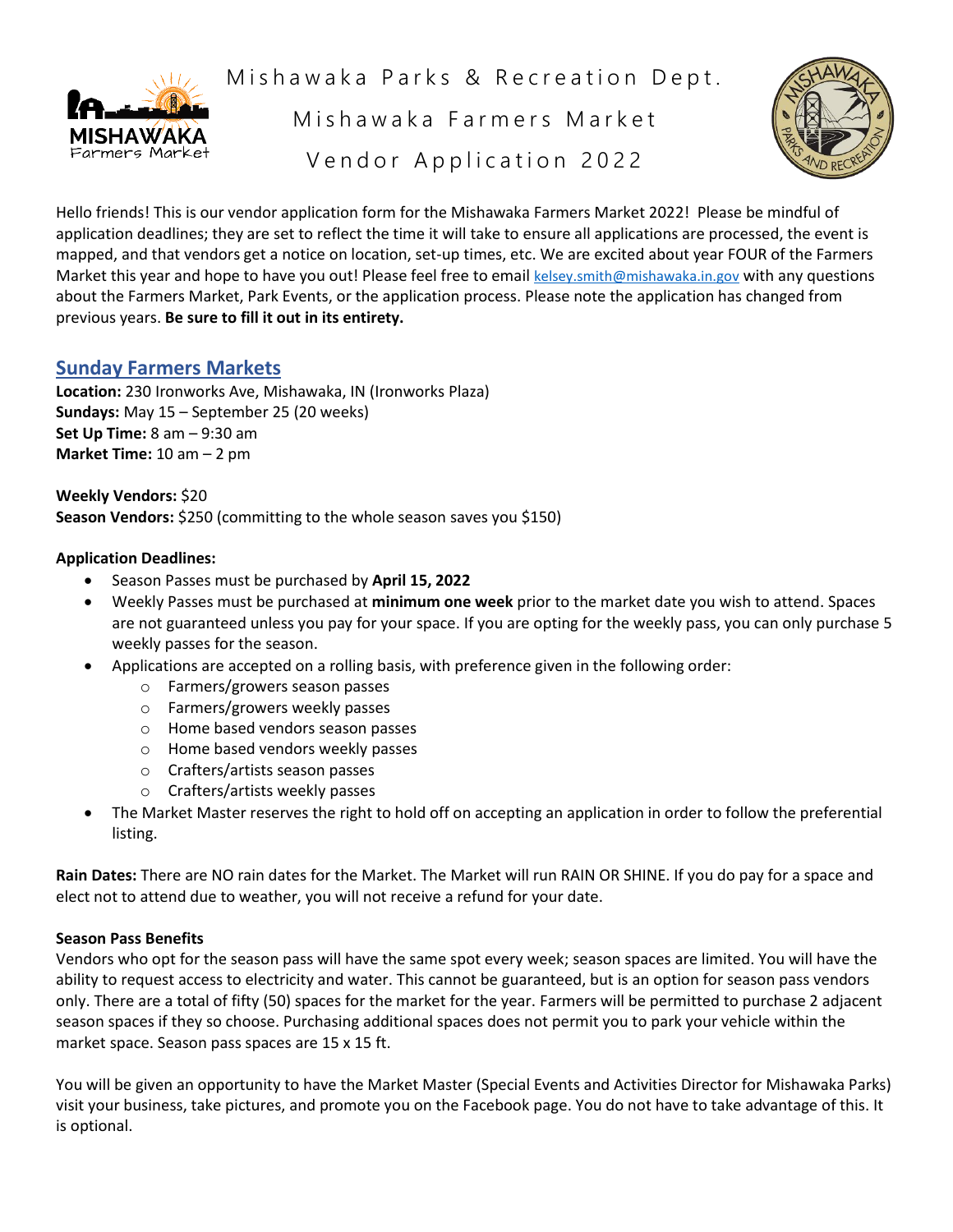# Mishawaka Parks & Recreation Dept.

## Mishawaka Farmers Market

## Vendor Application 2022

Hello friends! This is our vendor application form for the Mishawaka Farmers Market 2022! Please be mindful of application deadlines; they are set to reflect the time it will take to ensure all applications are processed, the event is mapped, and that vendors get a notice on location, set-up times, etc. We are excited about year FOUR of the Farmers Market this year and hope to have you out! Please feel free to email kelsey.smith@mishawaka.in.gov with any questions about the Farmers Market, Park Events, or the application process. Please note the application has changed from previous years. **Be sure to fill it out in its entirety.**

## Sunday Farmers Markets

**Location:** 230 Ironworks Ave, Mishawaka, IN (Ironworks Plaza)
**Sundays:** May 15 – September 25 (20 weeks)
**Set Up Time:** 8 am – 9:30 am
**Market Time:** 10 am – 2 pm

**Weekly Vendors:** $20
**Season Vendors:** $250 (committing to the whole season saves you $150)

**Application Deadlines:**

- Season Passes must be purchased by **April 15, 2022**
- Weekly Passes must be purchased at **minimum one week** prior to the market date you wish to attend. Spaces are not guaranteed unless you pay for your space. If you are opting for the weekly pass, you can only purchase 5 weekly passes for the season.
- Applications are accepted on a rolling basis, with preference given in the following order:
  - Farmers/growers season passes
  - Farmers/growers weekly passes
  - Home based vendors season passes
  - Home based vendors weekly passes
  - Crafters/artists season passes
  - Crafters/artists weekly passes
- The Market Master reserves the right to hold off on accepting an application in order to follow the preferential listing.

**Rain Dates:** There are NO rain dates for the Market. The Market will run RAIN OR SHINE. If you do pay for a space and elect not to attend due to weather, you will not receive a refund for your date.

**Season Pass Benefits**

Vendors who opt for the season pass will have the same spot every week; season spaces are limited. You will have the ability to request access to electricity and water. This cannot be guaranteed, but is an option for season pass vendors only. There are a total of fifty (50) spaces for the market for the year. Farmers will be permitted to purchase 2 adjacent season spaces if they so choose. Purchasing additional spaces does not permit you to park your vehicle within the market space. Season pass spaces are 15 x 15 ft.

You will be given an opportunity to have the Market Master (Special Events and Activities Director for Mishawaka Parks) visit your business, take pictures, and promote you on the Facebook page. You do not have to take advantage of this. It is optional.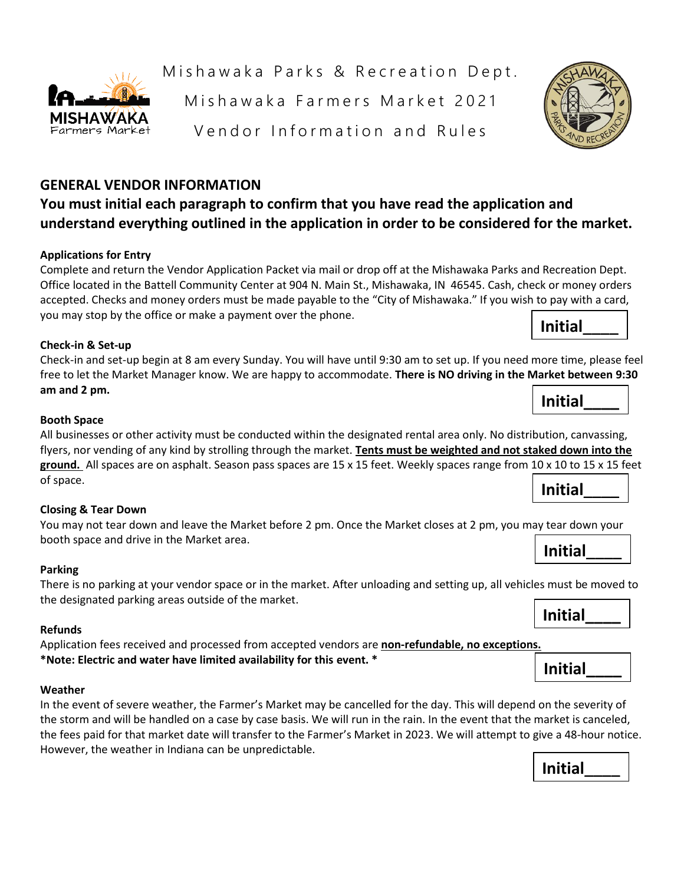Mishawaka Parks & Recreation Dept.

Mishawaka Farmers Market 2021

Vendor Information and Rules

## GENERAL VENDOR INFORMATION

### You must initial each paragraph to confirm that you have read the application and understand everything outlined in the application in order to be considered for the market.

**Applications for Entry**

Complete and return the Vendor Application Packet via mail or drop off at the Mishawaka Parks and Recreation Dept. Office located in the Battell Community Center at 904 N. Main St., Mishawaka, IN 46545. Cash, check or money orders accepted. Checks and money orders must be made payable to the "City of Mishawaka." If you wish to pay with a card, you may stop by the office or make a payment over the phone.

**Initial____**

**Check-in & Set-up**

Check-in and set-up begin at 8 am every Sunday. You will have until 9:30 am to set up. If you need more time, please feel free to let the Market Manager know. We are happy to accommodate. **There is NO driving in the Market between 9:30 am and 2 pm.**

**Initial____**

**Booth Space**

All businesses or other activity must be conducted within the designated rental area only. No distribution, canvassing, flyers, nor vending of any kind by strolling through the market. **Tents must be weighted and not staked down into the ground.** All spaces are on asphalt. Season pass spaces are 15 x 15 feet. Weekly spaces range from 10 x 10 to 15 x 15 feet of space.

**Initial____**

**Closing & Tear Down**

You may not tear down and leave the Market before 2 pm. Once the Market closes at 2 pm, you may tear down your booth space and drive in the Market area.

**Initial____**

**Parking**

There is no parking at your vendor space or in the market. After unloading and setting up, all vehicles must be moved to the designated parking areas outside of the market.

**Initial____**

**Refunds**

Application fees received and processed from accepted vendors are **non-refundable, no exceptions.**

***Note: Electric and water have limited availability for this event. ***

**Initial____**

**Weather**

In the event of severe weather, the Farmer's Market may be cancelled for the day. This will depend on the severity of the storm and will be handled on a case by case basis. We will run in the rain. In the event that the market is canceled, the fees paid for that market date will transfer to the Farmer's Market in 2023. We will attempt to give a 48-hour notice. However, the weather in Indiana can be unpredictable.

**Initial____**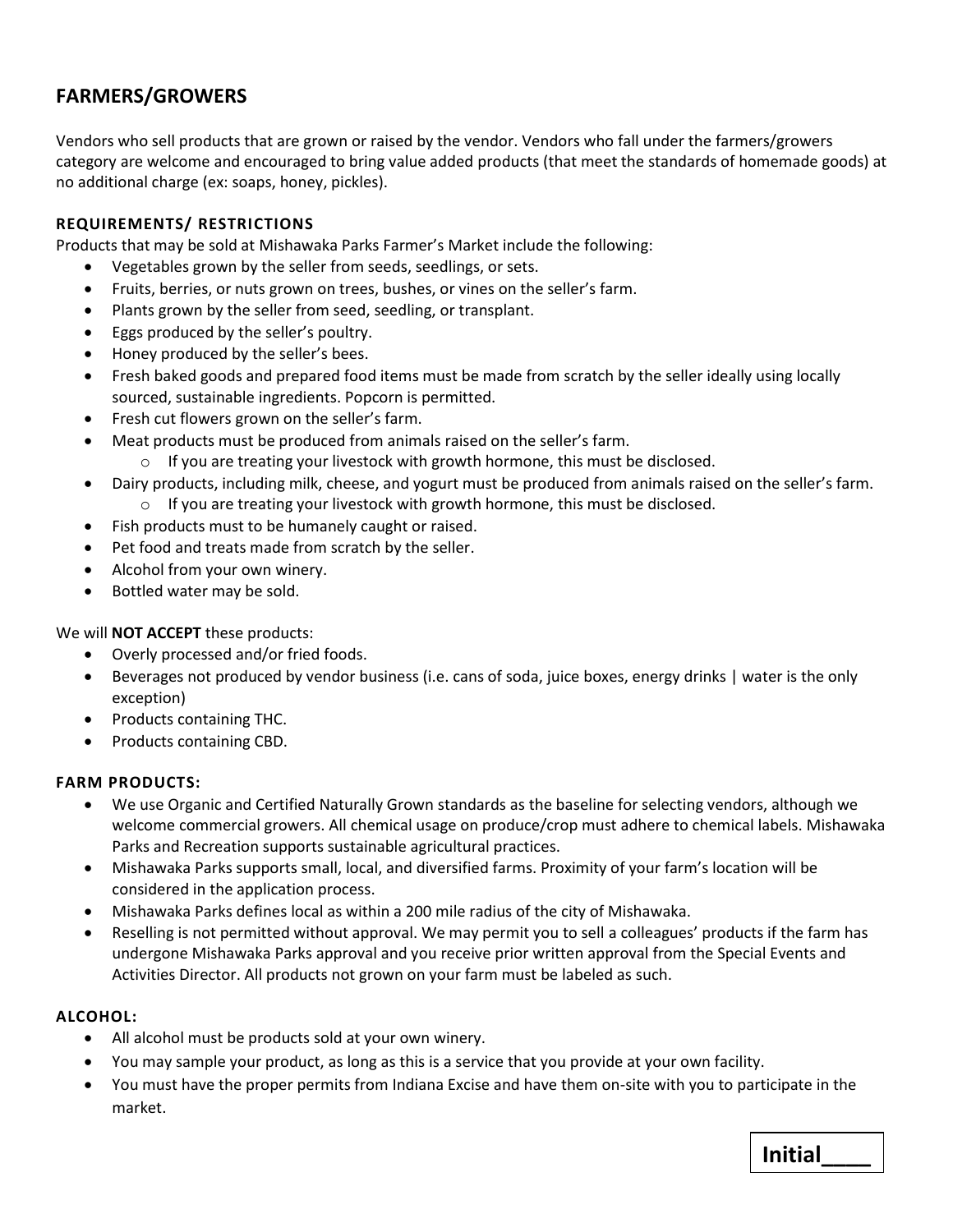## FARMERS/GROWERS

Vendors who sell products that are grown or raised by the vendor. Vendors who fall under the farmers/growers category are welcome and encouraged to bring value added products (that meet the standards of homemade goods) at no additional charge (ex: soaps, honey, pickles).

### REQUIREMENTS/ RESTRICTIONS

Products that may be sold at Mishawaka Parks Farmer's Market include the following:

- Vegetables grown by the seller from seeds, seedlings, or sets.
- Fruits, berries, or nuts grown on trees, bushes, or vines on the seller's farm.
- Plants grown by the seller from seed, seedling, or transplant.
- Eggs produced by the seller's poultry.
- Honey produced by the seller's bees.
- Fresh baked goods and prepared food items must be made from scratch by the seller ideally using locally sourced, sustainable ingredients. Popcorn is permitted.
- Fresh cut flowers grown on the seller's farm.
- Meat products must be produced from animals raised on the seller's farm.
  - If you are treating your livestock with growth hormone, this must be disclosed.
- Dairy products, including milk, cheese, and yogurt must be produced from animals raised on the seller's farm.
  - If you are treating your livestock with growth hormone, this must be disclosed.
- Fish products must to be humanely caught or raised.
- Pet food and treats made from scratch by the seller.
- Alcohol from your own winery.
- Bottled water may be sold.

We will **NOT ACCEPT** these products:

- Overly processed and/or fried foods.
- Beverages not produced by vendor business (i.e. cans of soda, juice boxes, energy drinks | water is the only exception)
- Products containing THC.
- Products containing CBD.

### FARM PRODUCTS:

- We use Organic and Certified Naturally Grown standards as the baseline for selecting vendors, although we welcome commercial growers. All chemical usage on produce/crop must adhere to chemical labels. Mishawaka Parks and Recreation supports sustainable agricultural practices.
- Mishawaka Parks supports small, local, and diversified farms. Proximity of your farm's location will be considered in the application process.
- Mishawaka Parks defines local as within a 200 mile radius of the city of Mishawaka.
- Reselling is not permitted without approval. We may permit you to sell a colleagues' products if the farm has undergone Mishawaka Parks approval and you receive prior written approval from the Special Events and Activities Director. All products not grown on your farm must be labeled as such.

### ALCOHOL:

- All alcohol must be products sold at your own winery.
- You may sample your product, as long as this is a service that you provide at your own facility.
- You must have the proper permits from Indiana Excise and have them on-site with you to participate in the market.

**Initial____**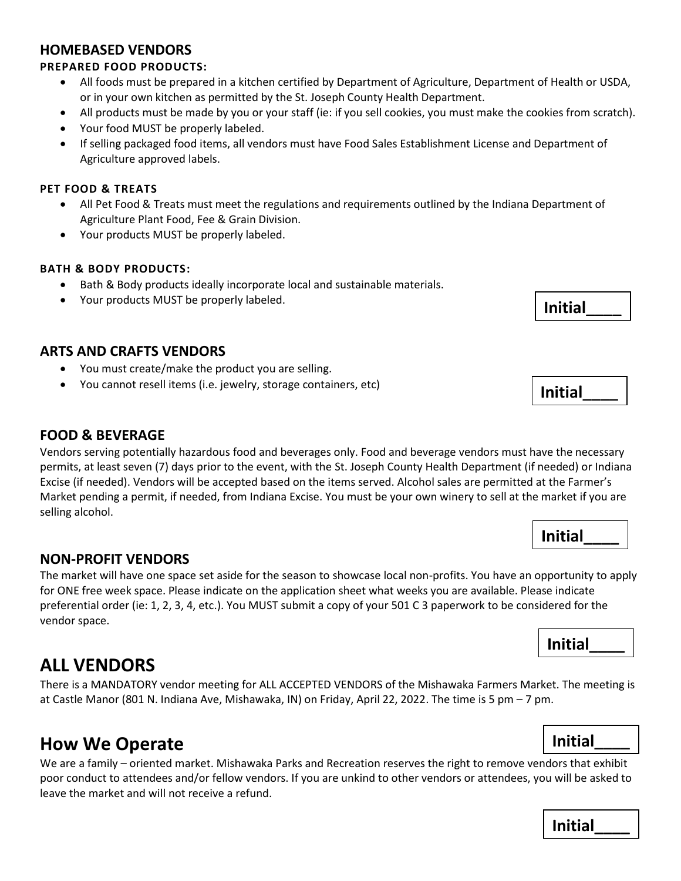## HOMEBASED VENDORS

### PREPARED FOOD PRODUCTS:

- All foods must be prepared in a kitchen certified by Department of Agriculture, Department of Health or USDA, or in your own kitchen as permitted by the St. Joseph County Health Department.
- All products must be made by you or your staff (ie: if you sell cookies, you must make the cookies from scratch).
- Your food MUST be properly labeled.
- If selling packaged food items, all vendors must have Food Sales Establishment License and Department of Agriculture approved labels.

### PET FOOD & TREATS

- All Pet Food & Treats must meet the regulations and requirements outlined by the Indiana Department of Agriculture Plant Food, Fee & Grain Division.
- Your products MUST be properly labeled.

### BATH & BODY PRODUCTS:

- Bath & Body products ideally incorporate local and sustainable materials.
- Your products MUST be properly labeled.

**Initial____**

## ARTS AND CRAFTS VENDORS

- You must create/make the product you are selling.
- You cannot resell items (i.e. jewelry, storage containers, etc)

**Initial____**

## FOOD & BEVERAGE

Vendors serving potentially hazardous food and beverages only. Food and beverage vendors must have the necessary permits, at least seven (7) days prior to the event, with the St. Joseph County Health Department (if needed) or Indiana Excise (if needed). Vendors will be accepted based on the items served. Alcohol sales are permitted at the Farmer's Market pending a permit, if needed, from Indiana Excise. You must be your own winery to sell at the market if you are selling alcohol.

**Initial____**

## NON-PROFIT VENDORS

The market will have one space set aside for the season to showcase local non-profits. You have an opportunity to apply for ONE free week space. Please indicate on the application sheet what weeks you are available. Please indicate preferential order (ie: 1, 2, 3, 4, etc.). You MUST submit a copy of your 501 C 3 paperwork to be considered for the vendor space.

**Initial____**

# ALL VENDORS

There is a MANDATORY vendor meeting for ALL ACCEPTED VENDORS of the Mishawaka Farmers Market. The meeting is at Castle Manor (801 N. Indiana Ave, Mishawaka, IN) on Friday, April 22, 2022. The time is 5 pm – 7 pm.

**Initial____**

# How We Operate

We are a family – oriented market. Mishawaka Parks and Recreation reserves the right to remove vendors that exhibit poor conduct to attendees and/or fellow vendors. If you are unkind to other vendors or attendees, you will be asked to leave the market and will not receive a refund.

**Initial____**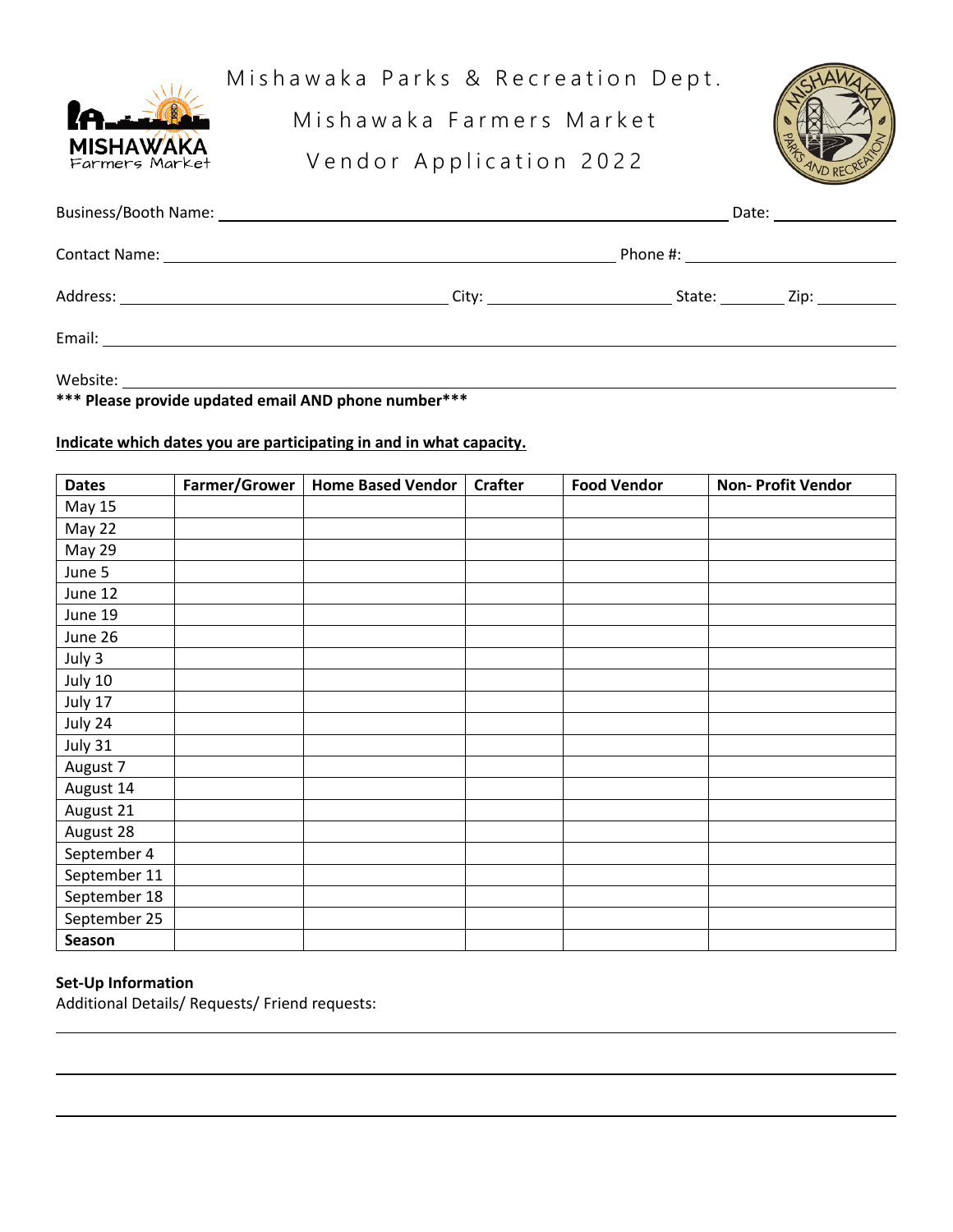# Mishawaka Parks & Recreation Dept.

## Mishawaka Farmers Market

## Vendor Application 2022

Business/Booth Name: ______________________________________________ Date: ____________

Contact Name: ____________________________________________ Phone #: ____________________

Address: __________________________________ City: ____________________ State: _______ Zip: ________

Email: ______________________________________________________________________________

Website: ____________________________________________________________________________

**\*\*\* Please provide updated email AND phone number\*\*\***

**Indicate which dates you are participating in and in what capacity.**

| **Dates** | **Farmer/Grower** | **Home Based Vendor** | **Crafter** | **Food Vendor** | **Non- Profit Vendor** |
|---|---|---|---|---|---|
| May 15 | | | | | |
| May 22 | | | | | |
| May 29 | | | | | |
| June 5 | | | | | |
| June 12 | | | | | |
| June 19 | | | | | |
| June 26 | | | | | |
| July 3 | | | | | |
| July 10 | | | | | |
| July 17 | | | | | |
| July 24 | | | | | |
| July 31 | | | | | |
| August 7 | | | | | |
| August 14 | | | | | |
| August 21 | | | | | |
| August 28 | | | | | |
| September 4 | | | | | |
| September 11 | | | | | |
| September 18 | | | | | |
| September 25 | | | | | |
| **Season** | | | | | |

**Set-Up Information**

Additional Details/ Requests/ Friend requests:

______________________________________________________________________________

______________________________________________________________________________

______________________________________________________________________________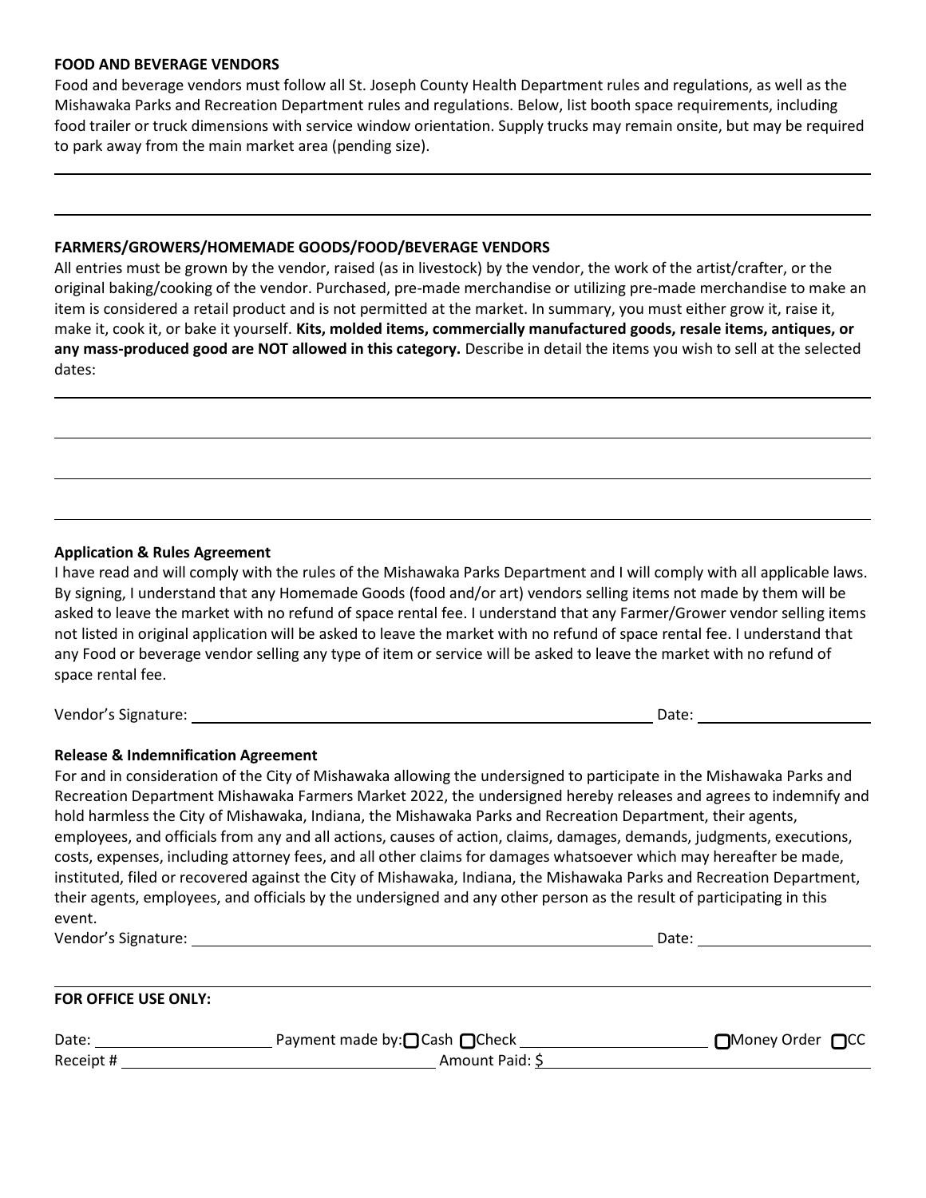**FOOD AND BEVERAGE VENDORS**

Food and beverage vendors must follow all St. Joseph County Health Department rules and regulations, as well as the Mishawaka Parks and Recreation Department rules and regulations. Below, list booth space requirements, including food trailer or truck dimensions with service window orientation. Supply trucks may remain onsite, but may be required to park away from the main market area (pending size).

______________________________________________________________________________

______________________________________________________________________________

**FARMERS/GROWERS/HOMEMADE GOODS/FOOD/BEVERAGE VENDORS**

All entries must be grown by the vendor, raised (as in livestock) by the vendor, the work of the artist/crafter, or the original baking/cooking of the vendor. Purchased, pre-made merchandise or utilizing pre-made merchandise to make an item is considered a retail product and is not permitted at the market. In summary, you must either grow it, raise it, make it, cook it, or bake it yourself. **Kits, molded items, commercially manufactured goods, resale items, antiques, or any mass-produced good are NOT allowed in this category.** Describe in detail the items you wish to sell at the selected dates:

______________________________________________________________________________

______________________________________________________________________________

______________________________________________________________________________

______________________________________________________________________________

**Application & Rules Agreement**

I have read and will comply with the rules of the Mishawaka Parks Department and I will comply with all applicable laws. By signing, I understand that any Homemade Goods (food and/or art) vendors selling items not made by them will be asked to leave the market with no refund of space rental fee. I understand that any Farmer/Grower vendor selling items not listed in original application will be asked to leave the market with no refund of space rental fee. I understand that any Food or beverage vendor selling any type of item or service will be asked to leave the market with no refund of space rental fee.

Vendor's Signature: ______________________________ Date: ______________

**Release & Indemnification Agreement**

For and in consideration of the City of Mishawaka allowing the undersigned to participate in the Mishawaka Parks and Recreation Department Mishawaka Farmers Market 2022, the undersigned hereby releases and agrees to indemnify and hold harmless the City of Mishawaka, Indiana, the Mishawaka Parks and Recreation Department, their agents, employees, and officials from any and all actions, causes of action, claims, damages, demands, judgments, executions, costs, expenses, including attorney fees, and all other claims for damages whatsoever which may hereafter be made, instituted, filed or recovered against the City of Mishawaka, Indiana, the Mishawaka Parks and Recreation Department, their agents, employees, and officials by the undersigned and any other person as the result of participating in this event.

Vendor's Signature: ______________________________ Date: ______________

**FOR OFFICE USE ONLY:**

Date: ______________ Payment made by: ☐ Cash ☐ Check ______________ ☐ Money Order ☐ CC

Receipt # ______________________ Amount Paid: $ ______________________